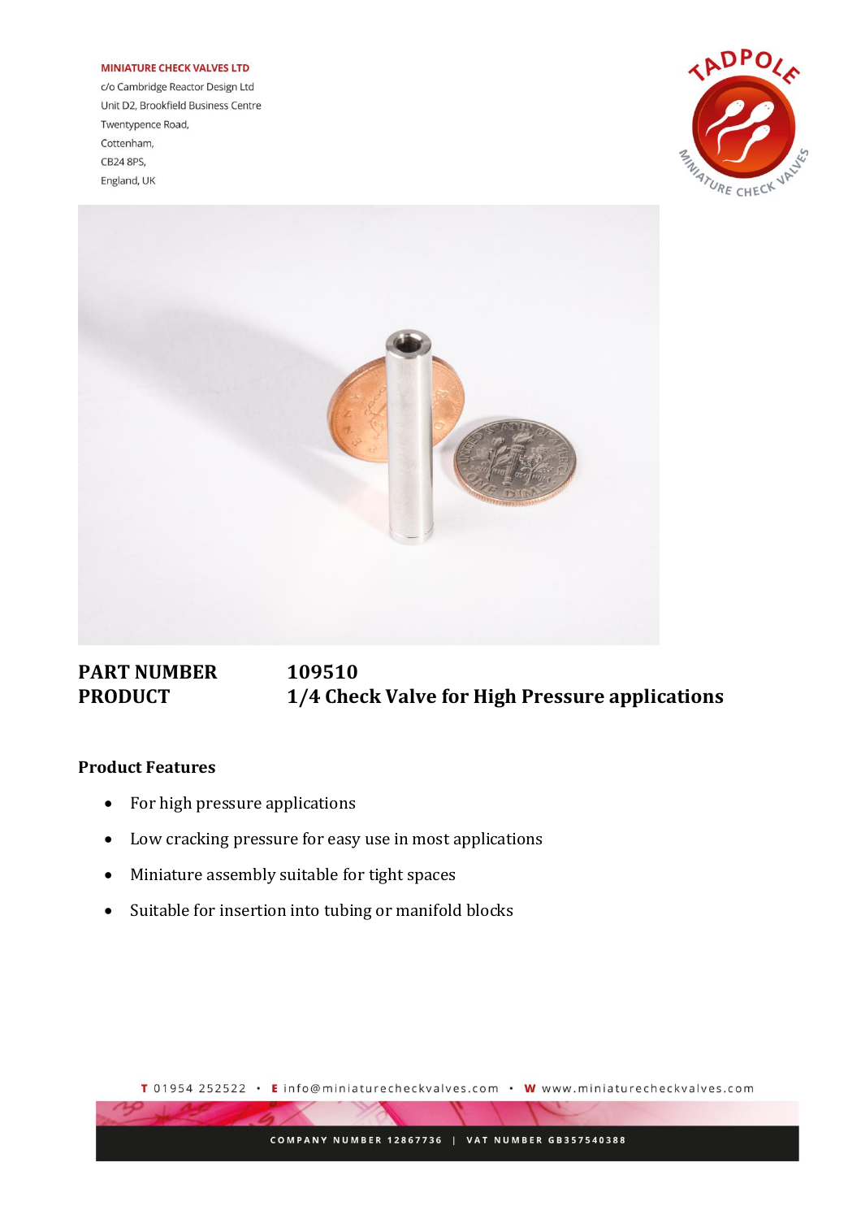**MINIATURE CHECK VALVES LTD**

c/o Cambridge Reactor Design Ltd
Unit D2, Brookfield Business Centre
Twentypence Road,
Cottenham,
CB24 8PS,
England, UK

| | |
|---|---|
| **PART NUMBER** | **109510** |
| **PRODUCT** | **1/4 Check Valve for High Pressure applications** |

### Product Features

- For high pressure applications
- Low cracking pressure for easy use in most applications
- Miniature assembly suitable for tight spaces
- Suitable for insertion into tubing or manifold blocks

T 01954 252522 • E info@miniaturecheckvalves.com • W www.miniaturecheckvalves.com

COMPANY NUMBER 12867736 | VAT NUMBER GB357540388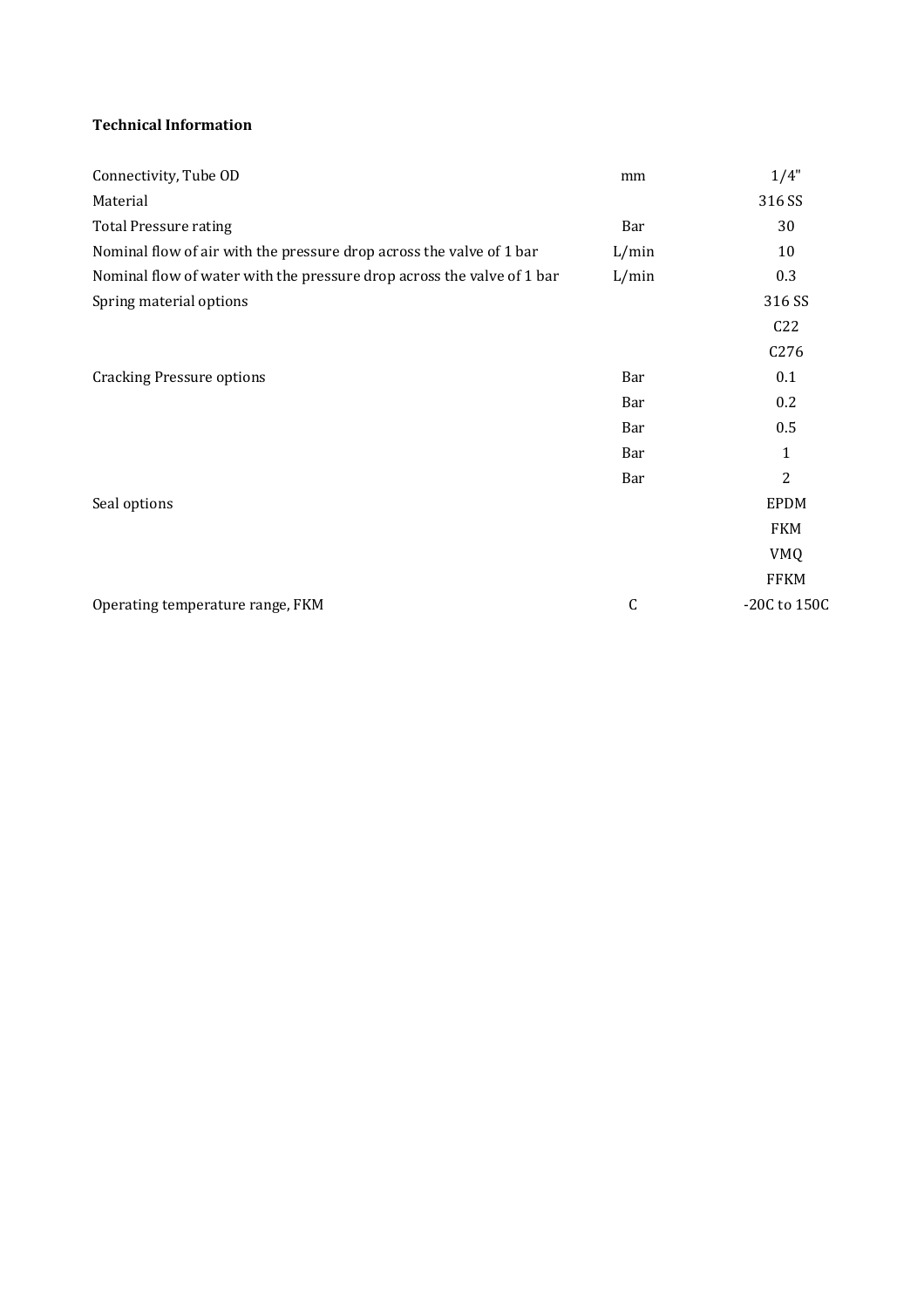**Technical Information**

| | | |
|---|---|---|
| Connectivity, Tube OD | mm | 1/4" |
| Material | | 316 SS |
| Total Pressure rating | Bar | 30 |
| Nominal flow of air with the pressure drop across the valve of 1 bar | L/min | 10 |
| Nominal flow of water with the pressure drop across the valve of 1 bar | L/min | 0.3 |
| Spring material options | | 316 SS |
| | | C22 |
| | | C276 |
| Cracking Pressure options | Bar | 0.1 |
| | Bar | 0.2 |
| | Bar | 0.5 |
| | Bar | 1 |
| | Bar | 2 |
| Seal options | | EPDM |
| | | FKM |
| | | VMQ |
| | | FFKM |
| Operating temperature range, FKM | C | -20C to 150C |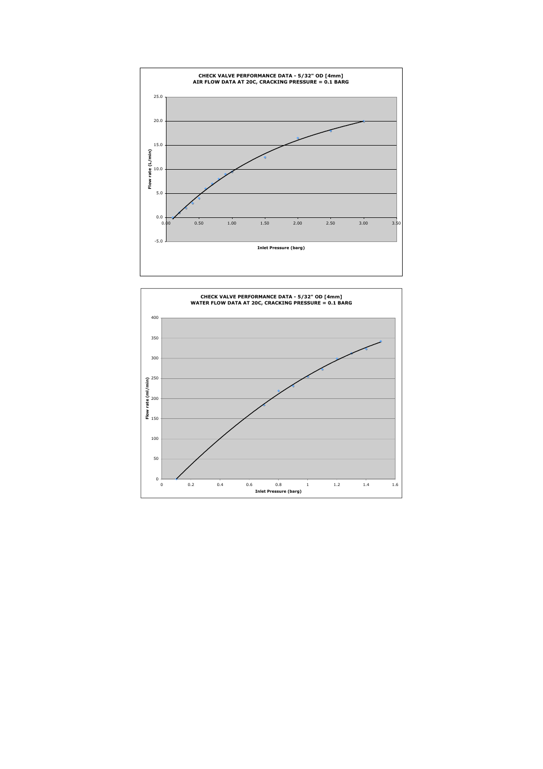**CHECK VALVE PERFORMANCE DATA - 5/32" OD [4mm]**
**AIR FLOW DATA AT 20C, CRACKING PRESSURE = 0.1 BARG**

Flow rate (L/min) vs. Inlet Pressure (barg)

**CHECK VALVE PERFORMANCE DATA - 5/32" OD [4mm]**
**WATER FLOW DATA AT 20C, CRACKING PRESSURE = 0.1 BARG**

Flow rate (ml/min) vs. Inlet Pressure (barg)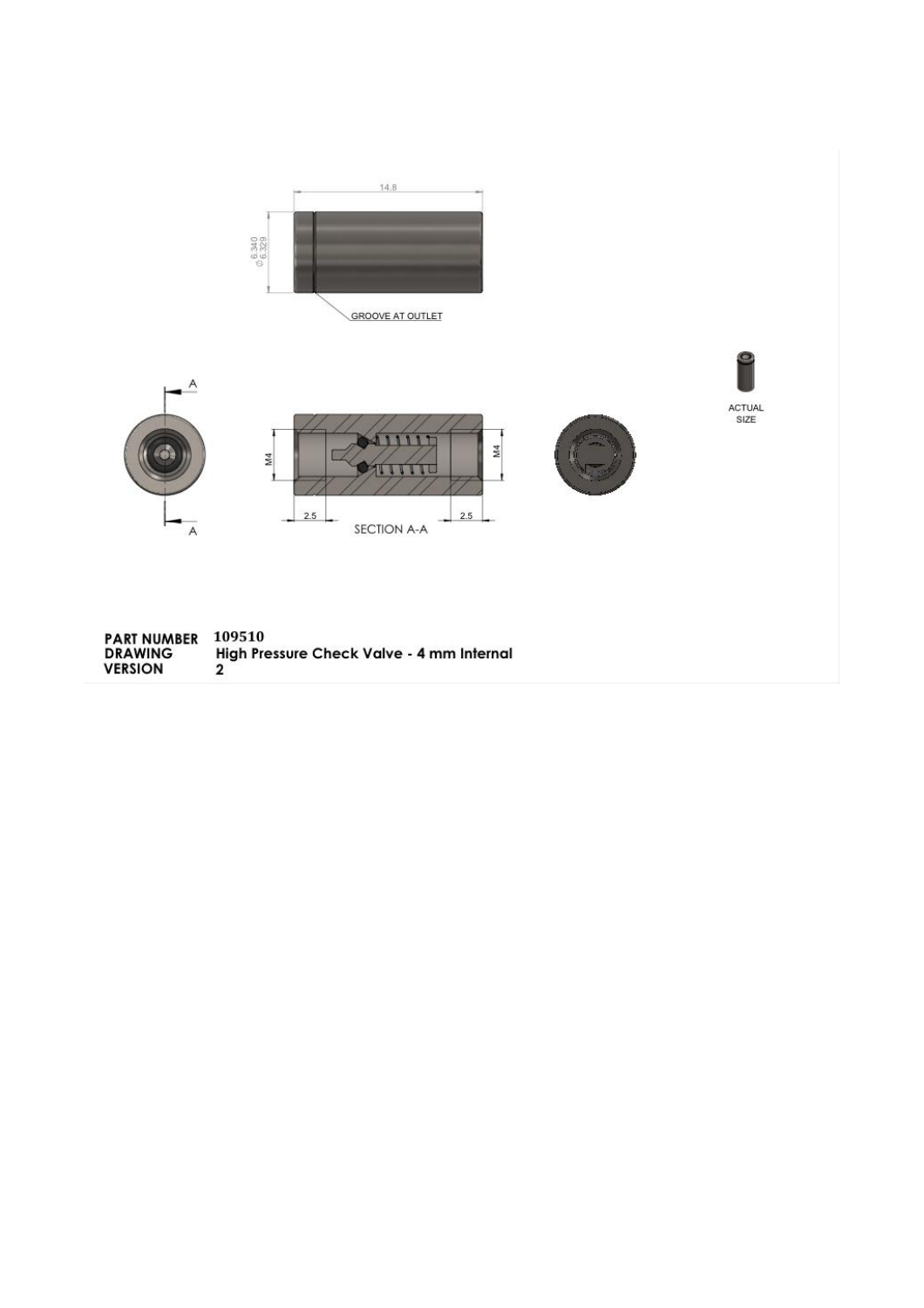14.8

Ø 6.340
Ø 6.329

GROOVE AT OUTLET

A

A

M4

M4

2.5

2.5

SECTION A-A

ACTUAL SIZE

**PART NUMBER** 109510
**DRAWING** High Pressure Check Valve - 4 mm Internal
**VERSION** 2